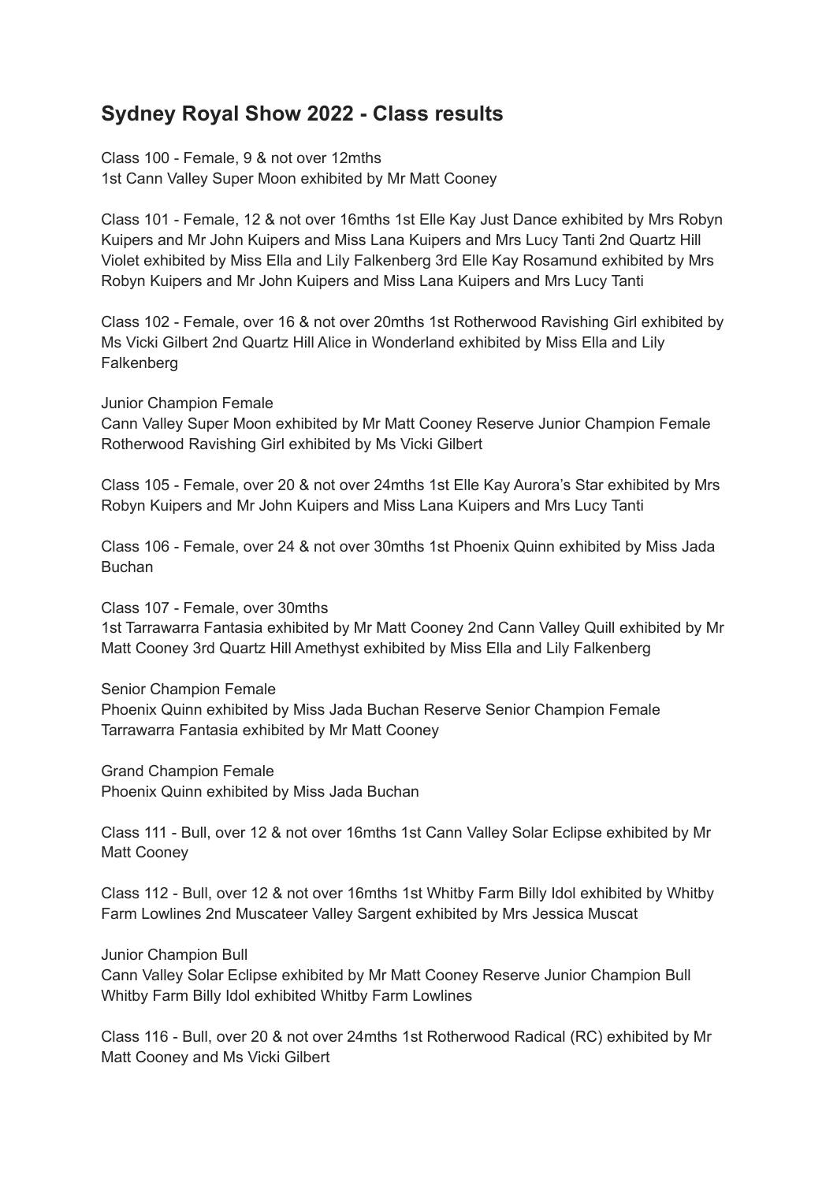## Sydney Royal Show 2022 - Class results

Class 100 - Female, 9 & not over 12mths
1st Cann Valley Super Moon exhibited by Mr Matt Cooney

Class 101 - Female, 12 & not over 16mths 1st Elle Kay Just Dance exhibited by Mrs Robyn Kuipers and Mr John Kuipers and Miss Lana Kuipers and Mrs Lucy Tanti 2nd Quartz Hill Violet exhibited by Miss Ella and Lily Falkenberg 3rd Elle Kay Rosamund exhibited by Mrs Robyn Kuipers and Mr John Kuipers and Miss Lana Kuipers and Mrs Lucy Tanti

Class 102 - Female, over 16 & not over 20mths 1st Rotherwood Ravishing Girl exhibited by Ms Vicki Gilbert 2nd Quartz Hill Alice in Wonderland exhibited by Miss Ella and Lily Falkenberg

Junior Champion Female
Cann Valley Super Moon exhibited by Mr Matt Cooney Reserve Junior Champion Female Rotherwood Ravishing Girl exhibited by Ms Vicki Gilbert

Class 105 - Female, over 20 & not over 24mths 1st Elle Kay Aurora's Star exhibited by Mrs Robyn Kuipers and Mr John Kuipers and Miss Lana Kuipers and Mrs Lucy Tanti

Class 106 - Female, over 24 & not over 30mths 1st Phoenix Quinn exhibited by Miss Jada Buchan

Class 107 - Female, over 30mths
1st Tarrawarra Fantasia exhibited by Mr Matt Cooney 2nd Cann Valley Quill exhibited by Mr Matt Cooney 3rd Quartz Hill Amethyst exhibited by Miss Ella and Lily Falkenberg

Senior Champion Female
Phoenix Quinn exhibited by Miss Jada Buchan Reserve Senior Champion Female Tarrawarra Fantasia exhibited by Mr Matt Cooney

Grand Champion Female
Phoenix Quinn exhibited by Miss Jada Buchan

Class 111 - Bull, over 12 & not over 16mths 1st Cann Valley Solar Eclipse exhibited by Mr Matt Cooney

Class 112 - Bull, over 12 & not over 16mths 1st Whitby Farm Billy Idol exhibited by Whitby Farm Lowlines 2nd Muscateer Valley Sargent exhibited by Mrs Jessica Muscat

Junior Champion Bull
Cann Valley Solar Eclipse exhibited by Mr Matt Cooney Reserve Junior Champion Bull Whitby Farm Billy Idol exhibited Whitby Farm Lowlines

Class 116 - Bull, over 20 & not over 24mths 1st Rotherwood Radical (RC) exhibited by Mr Matt Cooney and Ms Vicki Gilbert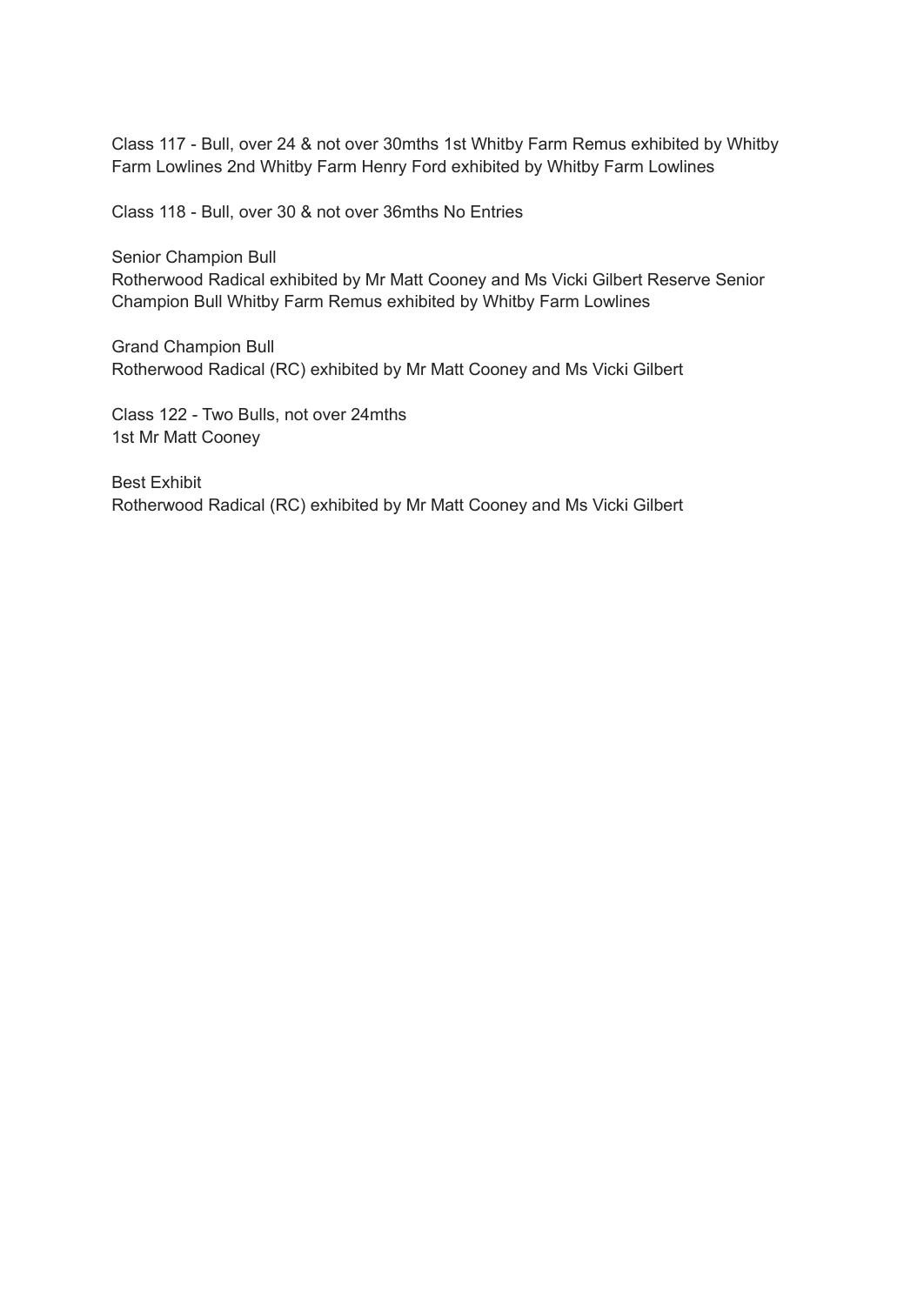Class 117 - Bull, over 24 & not over 30mths 1st Whitby Farm Remus exhibited by Whitby Farm Lowlines 2nd Whitby Farm Henry Ford exhibited by Whitby Farm Lowlines

Class 118 - Bull, over 30 & not over 36mths No Entries

Senior Champion Bull
Rotherwood Radical exhibited by Mr Matt Cooney and Ms Vicki Gilbert Reserve Senior Champion Bull Whitby Farm Remus exhibited by Whitby Farm Lowlines

Grand Champion Bull
Rotherwood Radical (RC) exhibited by Mr Matt Cooney and Ms Vicki Gilbert

Class 122 - Two Bulls, not over 24mths
1st Mr Matt Cooney

Best Exhibit
Rotherwood Radical (RC) exhibited by Mr Matt Cooney and Ms Vicki Gilbert